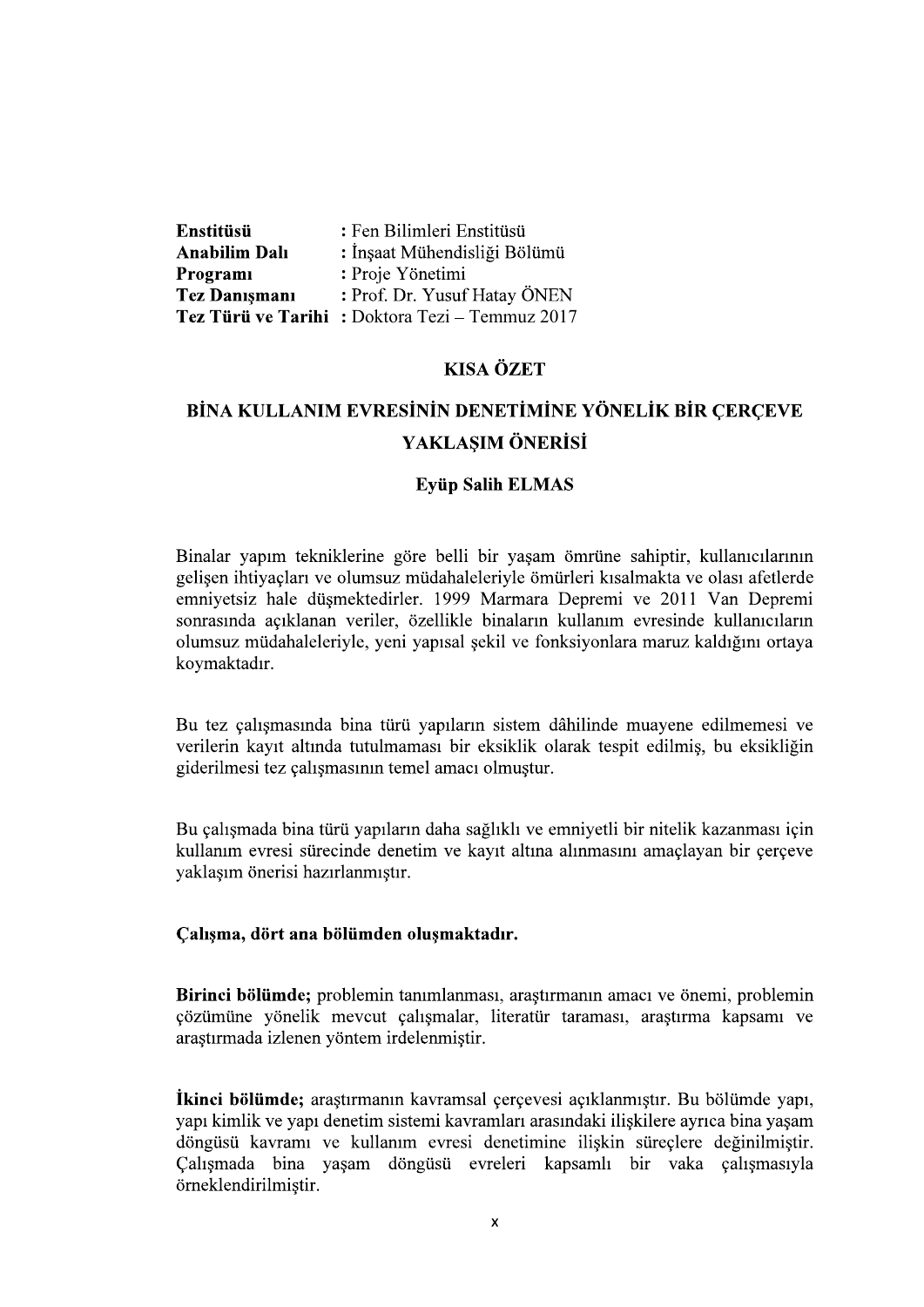| | |
|---|---|
| **Enstitüsü** | : Fen Bilimleri Enstitüsü |
| **Anabilim Dalı** | : İnşaat Mühendisliği Bölümü |
| **Programı** | : Proje Yönetimi |
| **Tez Danışmanı** | : Prof. Dr. Yusuf Hatay ÖNEN |
| **Tez Türü ve Tarihi** | : Doktora Tezi – Temmuz 2017 |

## KISA ÖZET

## BİNA KULLANIM EVRESİNİN DENETİMİNE YÖNELİK BİR ÇERÇEVE YAKLAŞIM ÖNERİSİ

**Eyüp Salih ELMAS**

Binalar yapım tekniklerine göre belli bir yaşam ömrüne sahiptir, kullanıcılarının gelişen ihtiyaçları ve olumsuz müdahaleleriyle ömürleri kısalmakta ve olası afetlerde emniyetsiz hale düşmektedirler. 1999 Marmara Depremi ve 2011 Van Depremi sonrasında açıklanan veriler, özellikle binaların kullanım evresinde kullanıcıların olumsuz müdahaleleriyle, yeni yapısal şekil ve fonksiyonlara maruz kaldığını ortaya koymaktadır.

Bu tez çalışmasında bina türü yapıların sistem dâhilinde muayene edilmemesi ve verilerin kayıt altında tutulmaması bir eksiklik olarak tespit edilmiş, bu eksikliğin giderilmesi tez çalışmasının temel amacı olmuştur.

Bu çalışmada bina türü yapıların daha sağlıklı ve emniyetli bir nitelik kazanması için kullanım evresi sürecinde denetim ve kayıt altına alınmasını amaçlayan bir çerçeve yaklaşım önerisi hazırlanmıştır.

**Çalışma, dört ana bölümden oluşmaktadır.**

**Birinci bölümde;** problemin tanımlanması, araştırmanın amacı ve önemi, problemin çözümüne yönelik mevcut çalışmalar, literatür taraması, araştırma kapsamı ve araştırmada izlenen yöntem irdelenmiştir.

**İkinci bölümde;** araştırmanın kavramsal çerçevesi açıklanmıştır. Bu bölümde yapı, yapı kimlik ve yapı denetim sistemi kavramları arasındaki ilişkilere ayrıca bina yaşam döngüsü kavramı ve kullanım evresi denetimine ilişkin süreçlere değinilmiştir. Çalışmada bina yaşam döngüsü evreleri kapsamlı bir vaka çalışmasıyla örneklendirilmiştir.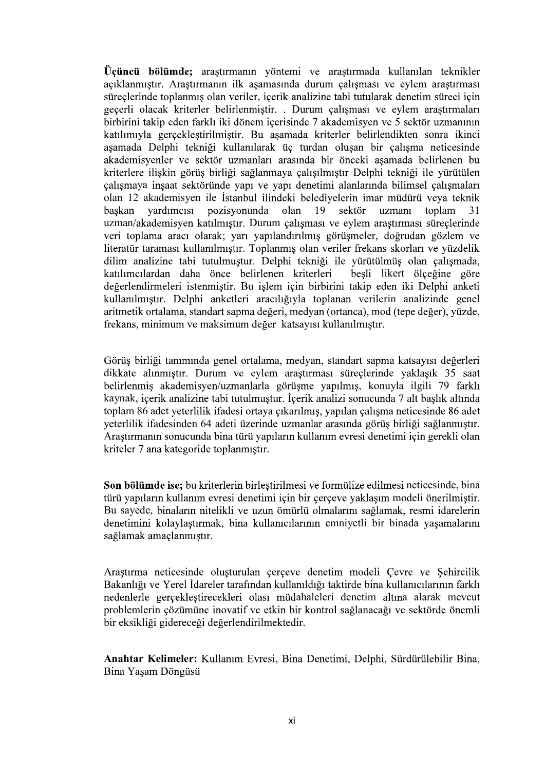**Üçüncü bölümde;** araştırmanın yöntemi ve araştırmada kullanılan teknikler açıklanmıştır. Araştırmanın ilk aşamasında durum çalışması ve eylem araştırması süreçlerinde toplanmış olan veriler, içerik analizine tabi tutularak denetim süreci için geçerli olacak kriterler belirlenmiştir. . Durum çalışması ve eylem araştırmaları birbirini takip eden farklı iki dönem içerisinde 7 akademisyen ve 5 sektör uzmanının katılımıyla gerçekleştirilmiştir. Bu aşamada kriterler belirlendikten sonra ikinci aşamada Delphi tekniği kullanılarak üç turdan oluşan bir çalışma neticesinde akademisyenler ve sektör uzmanları arasında bir önceki aşamada belirlenen bu kriterlere ilişkin görüş birliği sağlanmaya çalışılmıştır Delphi tekniği ile yürütülen çalışmaya inşaat sektöründe yapı ve yapı denetimi alanlarında bilimsel çalışmaları olan 12 akademisyen ile İstanbul ilindeki belediyelerin imar müdürü veya teknik başkan yardımcısı pozisyonunda olan 19 sektör uzmanı toplam 31 uzman/akademisyen katılmıştır. Durum çalışması ve eylem araştırması süreçlerinde veri toplama aracı olarak; yarı yapılandırılmış görüşmeler, doğrudan gözlem ve literatür taraması kullanılmıştır. Toplanmış olan veriler frekans skorları ve yüzdelik dilim analizine tabi tutulmuştur. Delphi tekniği ile yürütülmüş olan çalışmada, katılımcılardan daha önce belirlenen kriterleri beşli likert ölçeğine göre değerlendirmeleri istenmiştir. Bu işlem için birbirini takip eden iki Delphi anketi kullanılmıştır. Delphi anketleri aracılığıyla toplanan verilerin analizinde genel aritmetik ortalama, standart sapma değeri, medyan (ortanca), mod (tepe değer), yüzde, frekans, minimum ve maksimum değer katsayısı kullanılmıştır.

Görüş birliği tanımında genel ortalama, medyan, standart sapma katsayısı değerleri dikkate alınmıştır. Durum ve eylem araştırması süreçlerinde yaklaşık 35 saat belirlenmiş akademisyen/uzmanlarla görüşme yapılmış, konuyla ilgili 79 farklı kaynak, içerik analizine tabi tutulmuştur. İçerik analizi sonucunda 7 alt başlık altında toplam 86 adet yeterlilik ifadesi ortaya çıkarılmış, yapılan çalışma neticesinde 86 adet yeterlilik ifadesinden 64 adeti üzerinde uzmanlar arasında görüş birliği sağlanmıştır. Araştırmanın sonucunda bina türü yapıların kullanım evresi denetimi için gerekli olan kriteler 7 ana kategoride toplanmıştır.

**Son bölümde ise;** bu kriterlerin birleştirilmesi ve formülize edilmesi neticesinde, bina türü yapıların kullanım evresi denetimi için bir çerçeve yaklaşım modeli önerilmiştir. Bu sayede, binaların nitelikli ve uzun ömürlü olmalarını sağlamak, resmi idarelerin denetimini kolaylaştırmak, bina kullanıcılarının emniyetli bir binada yaşamalarını sağlamak amaçlanmıştır.

Araştırma neticesinde oluşturulan çerçeve denetim modeli Çevre ve Şehircilik Bakanlığı ve Yerel İdareler tarafından kullanıldığı taktirde bina kullanıcılarının farklı nedenlerle gerçekleştirecekleri olası müdahaleleri denetim altına alarak mevcut problemlerin çözümüne inovatif ve etkin bir kontrol sağlanacağı ve sektörde önemli bir eksikliği gidereceği değerlendirilmektedir.

**Anahtar Kelimeler:** Kullanım Evresi, Bina Denetimi, Delphi, Sürdürülebilir Bina, Bina Yaşam Döngüsü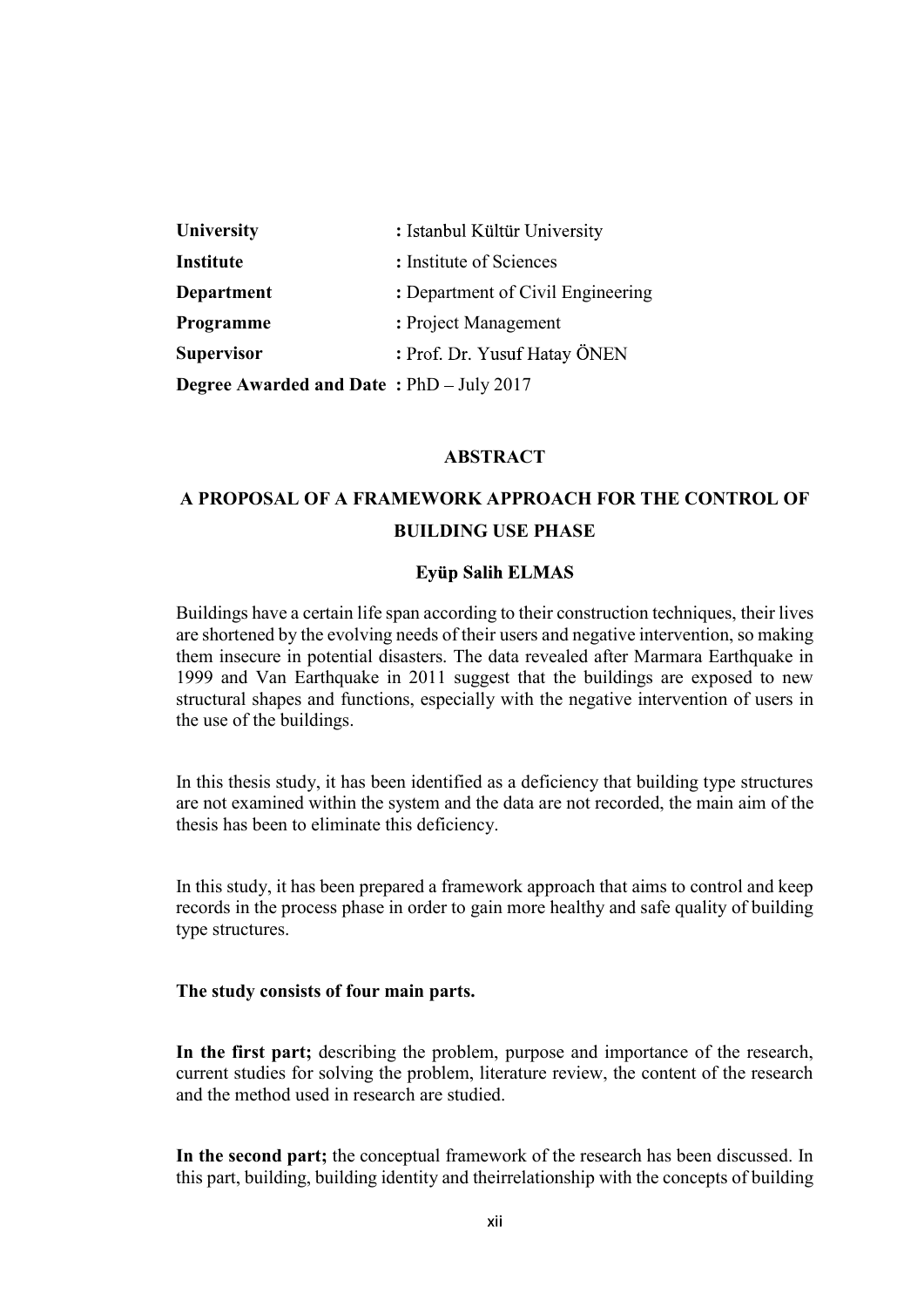| | |
|---|---|
| **University** | **:** Istanbul Kültür University |
| **Institute** | **:** Institute of Sciences |
| **Department** | **:** Department of Civil Engineering |
| **Programme** | **:** Project Management |
| **Supervisor** | **:** Prof. Dr. Yusuf Hatay ÖNEN |
| **Degree Awarded and Date** | **:** PhD – July 2017 |

## ABSTRACT

## A PROPOSAL OF A FRAMEWORK APPROACH FOR THE CONTROL OF BUILDING USE PHASE

**Eyüp Salih ELMAS**

Buildings have a certain life span according to their construction techniques, their lives are shortened by the evolving needs of their users and negative intervention, so making them insecure in potential disasters. The data revealed after Marmara Earthquake in 1999 and Van Earthquake in 2011 suggest that the buildings are exposed to new structural shapes and functions, especially with the negative intervention of users in the use of the buildings.

In this thesis study, it has been identified as a deficiency that building type structures are not examined within the system and the data are not recorded, the main aim of the thesis has been to eliminate this deficiency.

In this study, it has been prepared a framework approach that aims to control and keep records in the process phase in order to gain more healthy and safe quality of building type structures.

**The study consists of four main parts.**

**In the first part;** describing the problem, purpose and importance of the research, current studies for solving the problem, literature review, the content of the research and the method used in research are studied.

**In the second part;** the conceptual framework of the research has been discussed. In this part, building, building identity and theirrelationship with the concepts of building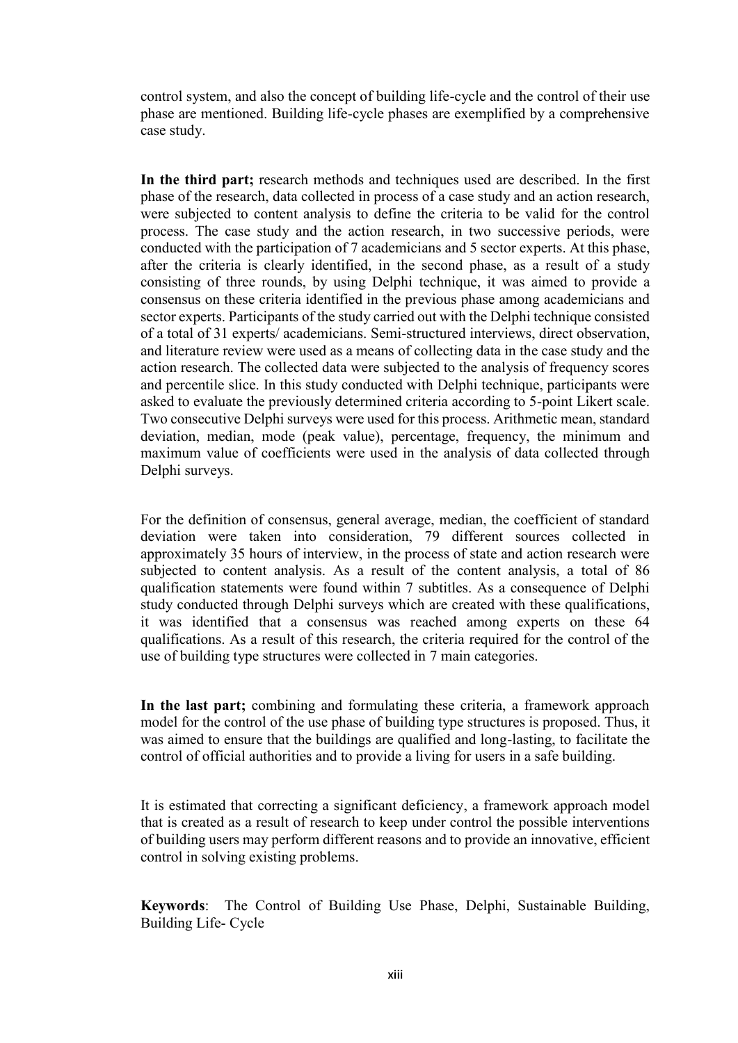control system, and also the concept of building life-cycle and the control of their use phase are mentioned. Building life-cycle phases are exemplified by a comprehensive case study.

**In the third part;** research methods and techniques used are described. In the first phase of the research, data collected in process of a case study and an action research, were subjected to content analysis to define the criteria to be valid for the control process. The case study and the action research, in two successive periods, were conducted with the participation of 7 academicians and 5 sector experts. At this phase, after the criteria is clearly identified, in the second phase, as a result of a study consisting of three rounds, by using Delphi technique, it was aimed to provide a consensus on these criteria identified in the previous phase among academicians and sector experts. Participants of the study carried out with the Delphi technique consisted of a total of 31 experts/ academicians. Semi-structured interviews, direct observation, and literature review were used as a means of collecting data in the case study and the action research. The collected data were subjected to the analysis of frequency scores and percentile slice. In this study conducted with Delphi technique, participants were asked to evaluate the previously determined criteria according to 5-point Likert scale. Two consecutive Delphi surveys were used for this process. Arithmetic mean, standard deviation, median, mode (peak value), percentage, frequency, the minimum and maximum value of coefficients were used in the analysis of data collected through Delphi surveys.

For the definition of consensus, general average, median, the coefficient of standard deviation were taken into consideration, 79 different sources collected in approximately 35 hours of interview, in the process of state and action research were subjected to content analysis. As a result of the content analysis, a total of 86 qualification statements were found within 7 subtitles. As a consequence of Delphi study conducted through Delphi surveys which are created with these qualifications, it was identified that a consensus was reached among experts on these 64 qualifications. As a result of this research, the criteria required for the control of the use of building type structures were collected in 7 main categories.

**In the last part;** combining and formulating these criteria, a framework approach model for the control of the use phase of building type structures is proposed. Thus, it was aimed to ensure that the buildings are qualified and long-lasting, to facilitate the control of official authorities and to provide a living for users in a safe building.

It is estimated that correcting a significant deficiency, a framework approach model that is created as a result of research to keep under control the possible interventions of building users may perform different reasons and to provide an innovative, efficient control in solving existing problems.

**Keywords**: The Control of Building Use Phase, Delphi, Sustainable Building, Building Life- Cycle